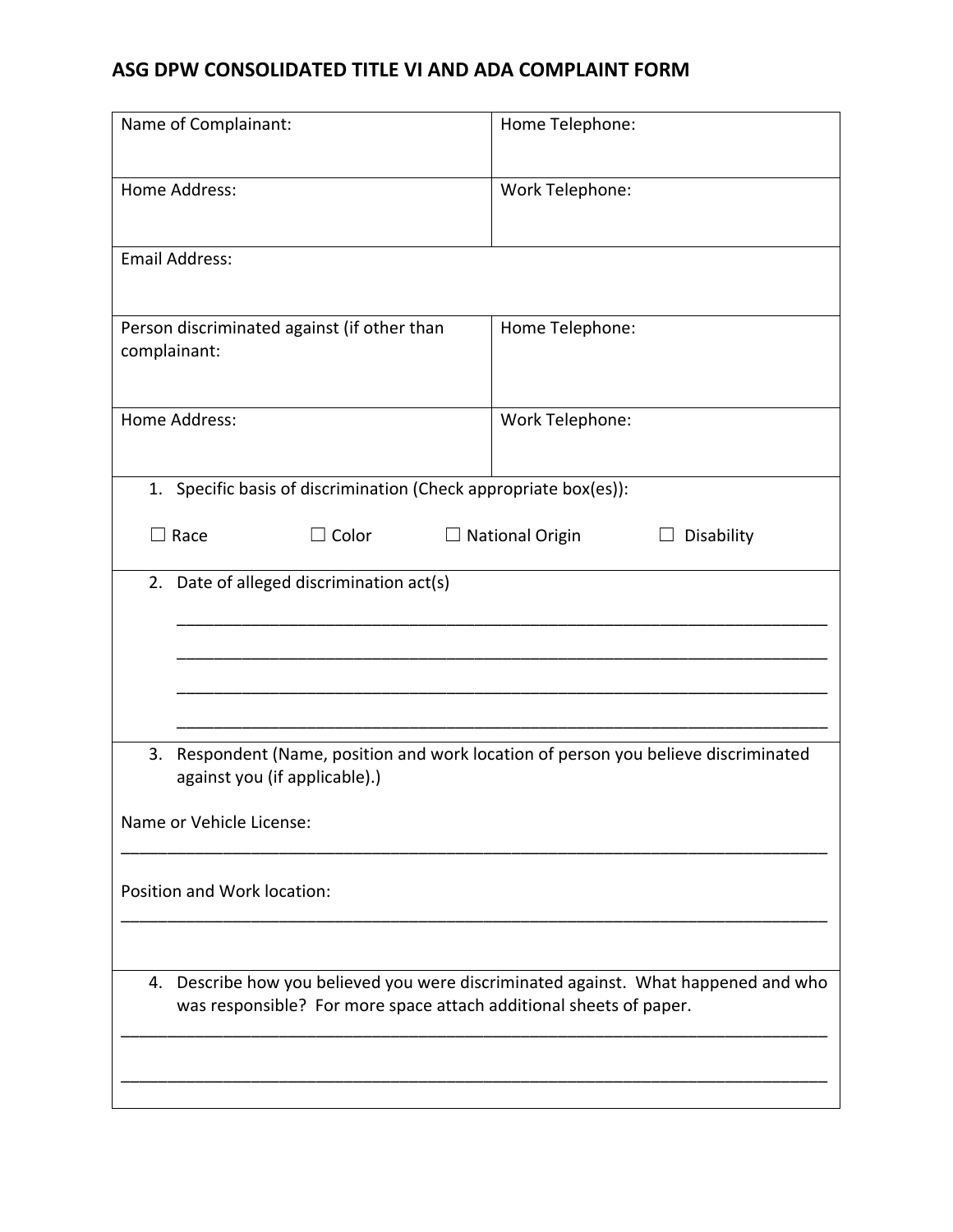# ASG DPW CONSOLIDATED TITLE VI AND ADA COMPLAINT FORM

| Name of Complainant: | Home Telephone: |
| --- | --- |
| Home Address: | Work Telephone: |
| Email Address: | |
| Person discriminated against (if other than complainant: | Home Telephone: |
| Home Address: | Work Telephone: |

1. Specific basis of discrimination (Check appropriate box(es)):

   ☐ Race ☐ Color ☐ National Origin ☐ Disability

2. Date of alleged discrimination act(s)

   \_\_\_\_\_\_\_\_\_\_\_\_\_\_\_\_\_\_\_\_\_\_\_\_\_\_\_\_\_\_\_\_\_\_\_\_\_\_\_\_\_\_\_\_\_\_\_\_\_\_\_\_\_\_\_\_\_\_\_\_\_\_\_\_\_\_

   \_\_\_\_\_\_\_\_\_\_\_\_\_\_\_\_\_\_\_\_\_\_\_\_\_\_\_\_\_\_\_\_\_\_\_\_\_\_\_\_\_\_\_\_\_\_\_\_\_\_\_\_\_\_\_\_\_\_\_\_\_\_\_\_\_\_

   \_\_\_\_\_\_\_\_\_\_\_\_\_\_\_\_\_\_\_\_\_\_\_\_\_\_\_\_\_\_\_\_\_\_\_\_\_\_\_\_\_\_\_\_\_\_\_\_\_\_\_\_\_\_\_\_\_\_\_\_\_\_\_\_\_\_

   \_\_\_\_\_\_\_\_\_\_\_\_\_\_\_\_\_\_\_\_\_\_\_\_\_\_\_\_\_\_\_\_\_\_\_\_\_\_\_\_\_\_\_\_\_\_\_\_\_\_\_\_\_\_\_\_\_\_\_\_\_\_\_\_\_\_

3. Respondent (Name, position and work location of person you believe discriminated against you (if applicable).)

Name or Vehicle License:

\_\_\_\_\_\_\_\_\_\_\_\_\_\_\_\_\_\_\_\_\_\_\_\_\_\_\_\_\_\_\_\_\_\_\_\_\_\_\_\_\_\_\_\_\_\_\_\_\_\_\_\_\_\_\_\_\_\_\_\_\_\_\_\_\_\_\_\_\_\_\_\_

Position and Work location:

\_\_\_\_\_\_\_\_\_\_\_\_\_\_\_\_\_\_\_\_\_\_\_\_\_\_\_\_\_\_\_\_\_\_\_\_\_\_\_\_\_\_\_\_\_\_\_\_\_\_\_\_\_\_\_\_\_\_\_\_\_\_\_\_\_\_\_\_\_\_\_\_

4. Describe how you believed you were discriminated against. What happened and who was responsible? For more space attach additional sheets of paper.

\_\_\_\_\_\_\_\_\_\_\_\_\_\_\_\_\_\_\_\_\_\_\_\_\_\_\_\_\_\_\_\_\_\_\_\_\_\_\_\_\_\_\_\_\_\_\_\_\_\_\_\_\_\_\_\_\_\_\_\_\_\_\_\_\_\_\_\_\_\_\_\_

\_\_\_\_\_\_\_\_\_\_\_\_\_\_\_\_\_\_\_\_\_\_\_\_\_\_\_\_\_\_\_\_\_\_\_\_\_\_\_\_\_\_\_\_\_\_\_\_\_\_\_\_\_\_\_\_\_\_\_\_\_\_\_\_\_\_\_\_\_\_\_\_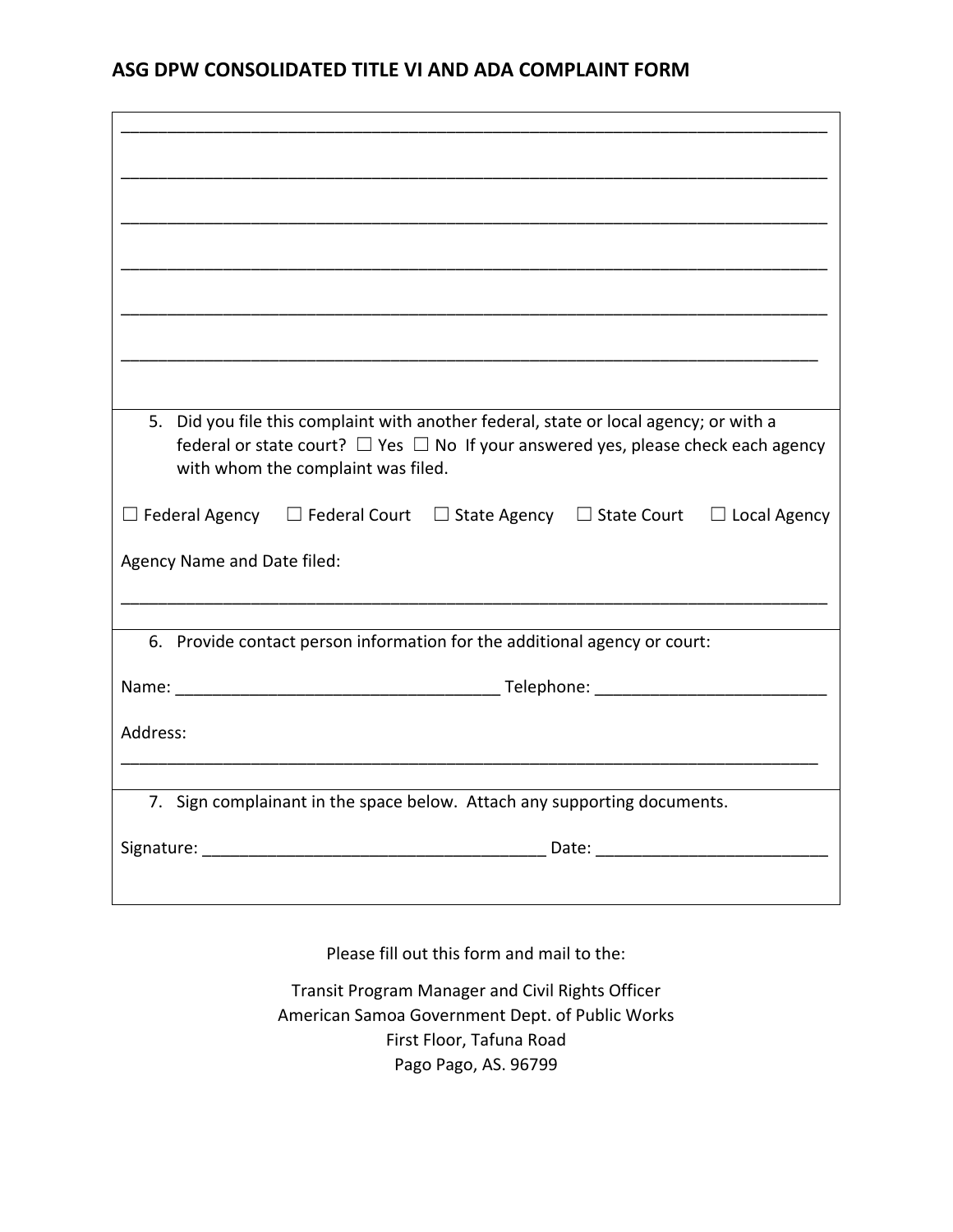## ASG DPW CONSOLIDATED TITLE VI AND ADA COMPLAINT FORM

______________________________________________________________________________

______________________________________________________________________________

______________________________________________________________________________

______________________________________________________________________________

______________________________________________________________________________

______________________________________________________________________________

5. Did you file this complaint with another federal, state or local agency; or with a federal or state court? ☐ Yes ☐ No If your answered yes, please check each agency with whom the complaint was filed.

☐ Federal Agency ☐ Federal Court ☐ State Agency ☐ State Court ☐ Local Agency

Agency Name and Date filed:

______________________________________________________________________________

6. Provide contact person information for the additional agency or court:

Name: ___________________________________ Telephone: _________________________

Address:

______________________________________________________________________________

7. Sign complainant in the space below. Attach any supporting documents.

Signature: _____________________________________ Date: _________________________

Please fill out this form and mail to the:

Transit Program Manager and Civil Rights Officer
American Samoa Government Dept. of Public Works
First Floor, Tafuna Road
Pago Pago, AS. 96799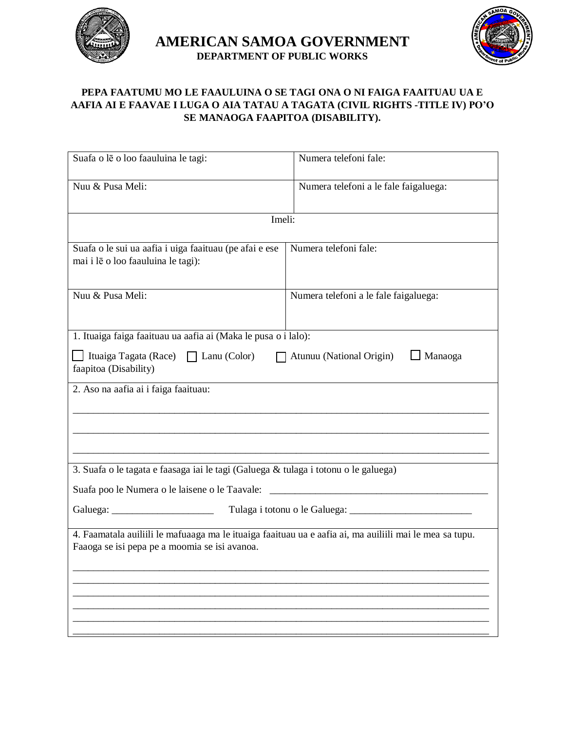# AMERICAN SAMOA GOVERNMENT

## DEPARTMENT OF PUBLIC WORKS

**PEPA FAATUMU MO LE FAAULUINA O SE TAGI ONA O NI FAIGA FAAITUAU UA E AAFIA AI E FAAVAE I LUGA O AIA TATAU A TAGATA (CIVIL RIGHTS -TITLE IV) PO'O SE MANAOGA FAAPITOA (DISABILITY).**

| Suafa o lē o loo faauluina le tagi: | Numera telefoni fale: |
|---|---|
| Nuu & Pusa Meli: | Numera telefoni a le fale faigaluega: |
| Imeli: | |
| Suafa o le sui ua aafia i uiga faaituau (pe afai e ese mai i lē o loo faauluina le tagi): | Numera telefoni fale: |
| Nuu & Pusa Meli: | Numera telefoni a le fale faigaluega: |

1. Ituaiga faiga faaituau ua aafia ai (Maka le pusa o i lalo):

☐ Ituaiga Tagata (Race) ☐ Lanu (Color) ☐ Atunuu (National Origin) ☐ Manaoga faapitoa (Disability)

2. Aso na aafia ai i faiga faaituau:

______________________________________________________________________________

______________________________________________________________________________

______________________________________________________________________________

3. Suafa o le tagata e faasaga iai le tagi (Galuega & tulaga i totonu o le galuega)

Suafa poo le Numera o le laisene o le Taavale: ____________________________________________

Galuega: ____________________ Tulaga i totonu o le Galuega: ________________________

4. Faamatala auiliili le mafuaaga ma le ituaiga faaituau ua e aafia ai, ma auiliili mai le mea sa tupu. Faaoga se isi pepa pe a moomia se isi avanoa.

______________________________________________________________________________

______________________________________________________________________________

______________________________________________________________________________

______________________________________________________________________________

______________________________________________________________________________

______________________________________________________________________________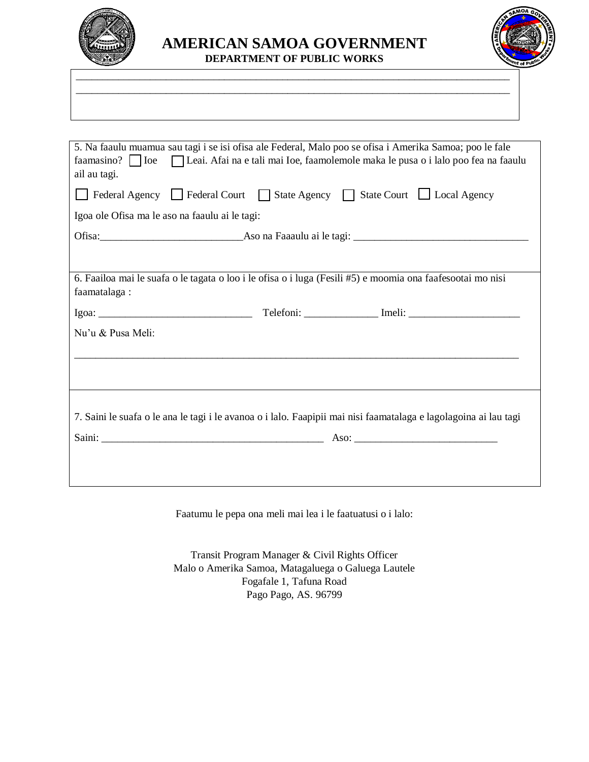# AMERICAN SAMOA GOVERNMENT

**DEPARTMENT OF PUBLIC WORKS**

___________________________________________________________________________

___________________________________________________________________________

5. Na faaulu muamua sau tagi i se isi ofisa ale Federal, Malo poo se ofisa i Amerika Samoa; poo le fale faamasino? ☐ Ioe ☐ Leai. Afai na e tali mai Ioe, faamolemole maka le pusa o i lalo poo fea na faaulu ail au tagi.

☐ Federal Agency ☐ Federal Court ☐ State Agency ☐ State Court ☐ Local Agency

Igoa ole Ofisa ma le aso na faaulu ai le tagi:

Ofisa:__________________________Aso na Faaaulu ai le tagi: ________________________________

6. Faailoa mai le suafa o le tagata o loo i le ofisa o i luga (Fesili #5) e moomia ona faafesootai mo nisi faamatalaga :

Igoa: ____________________________ Telefoni: _____________ Imeli: ____________________

Nu'u & Pusa Meli:

___________________________________________________________________________

7. Saini le suafa o le ana le tagi i le avanoa o i lalo. Faapipii mai nisi faamatalaga e lagolagoina ai lau tagi

Saini: _________________________________________ Aso: __________________________

Faatumu le pepa ona meli mai lea i le faatuatusi o i lalo:

Transit Program Manager & Civil Rights Officer
Malo o Amerika Samoa, Matagaluega o Galuega Lautele
Fogafale 1, Tafuna Road
Pago Pago, AS. 96799